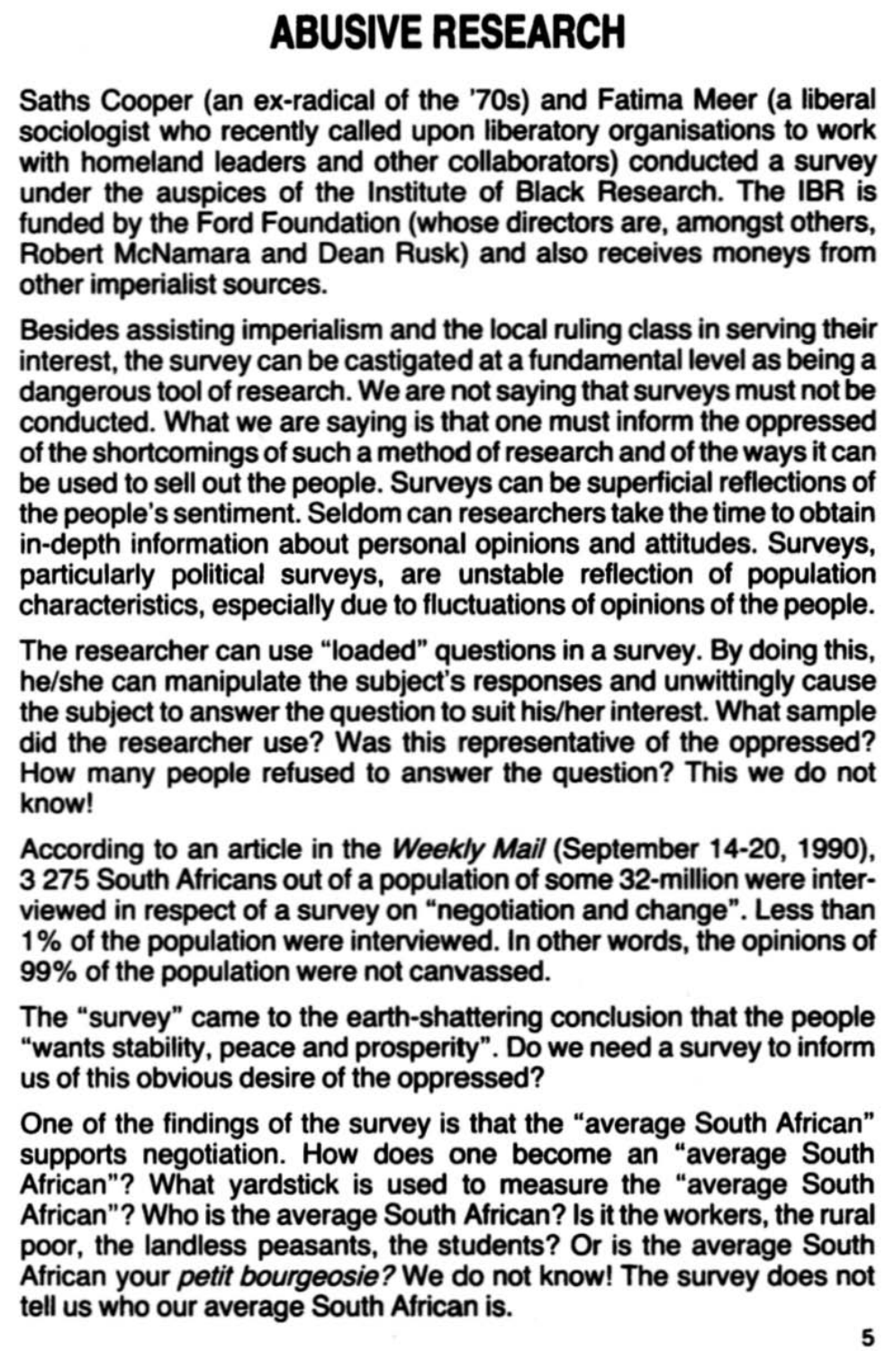# ABUSIVE RESEARCH

Saths Cooper (an ex-radical of the '70s) and Fatima Meer (a liberal sociologist who recently called upon liberatory organisations to work with homeland leaders and other collaborators) conducted a survey under the auspices of the Institute of Black Research. The IBR is funded by the Ford Foundation (whose directors are, amongst others, Robert McNamara and Dean Rusk) and also receives moneys from other imperialist sources.

Besides assisting imperialism and the local ruling class in serving their interest, the survey can be castigated at a fundamental level as being a dangerous tool of research. We are not saying that surveys must not be conducted. What we are saying is that one must inform the oppressed of the shortcomings of such a method of research and of the ways it can be used to sell out the people. Surveys can be superficial reflections of the people's sentiment. Seldom can researchers take the time to obtain in-depth information about personal opinions and attitudes. Surveys, particularly political surveys, are unstable reflection of population characteristics, especially due to fluctuations of opinions of the people.

The researcher can use "loaded" questions in a survey. By doing this, he/she can manipulate the subject's responses and unwittingly cause the subject to answer the question to suit his/her interest. What sample did the researcher use? Was this representative of the oppressed? How many people refused to answer the question? This we do not know!

According to an article in the *Weekly Mail* (September 14-20, 1990), 3 275 South Africans out of a population of some 32-million were interviewed in respect of a survey on "negotiation and change". Less than 1% of the population were interviewed. In other words, the opinions of 99% of the population were not canvassed.

The "survey" came to the earth-shattering conclusion that the people "wants stability, peace and prosperity". Do we need a survey to inform us of this obvious desire of the oppressed?

One of the findings of the survey is that the "average South African" supports negotiation. How does one become an "average South African"? What yardstick is used to measure the "average South African"? Who is the average South African? Is it the workers, the rural poor, the landless peasants, the students? Or is the average South African your *petit bourgeosie?* We do not know! The survey does not tell us who our average South African is.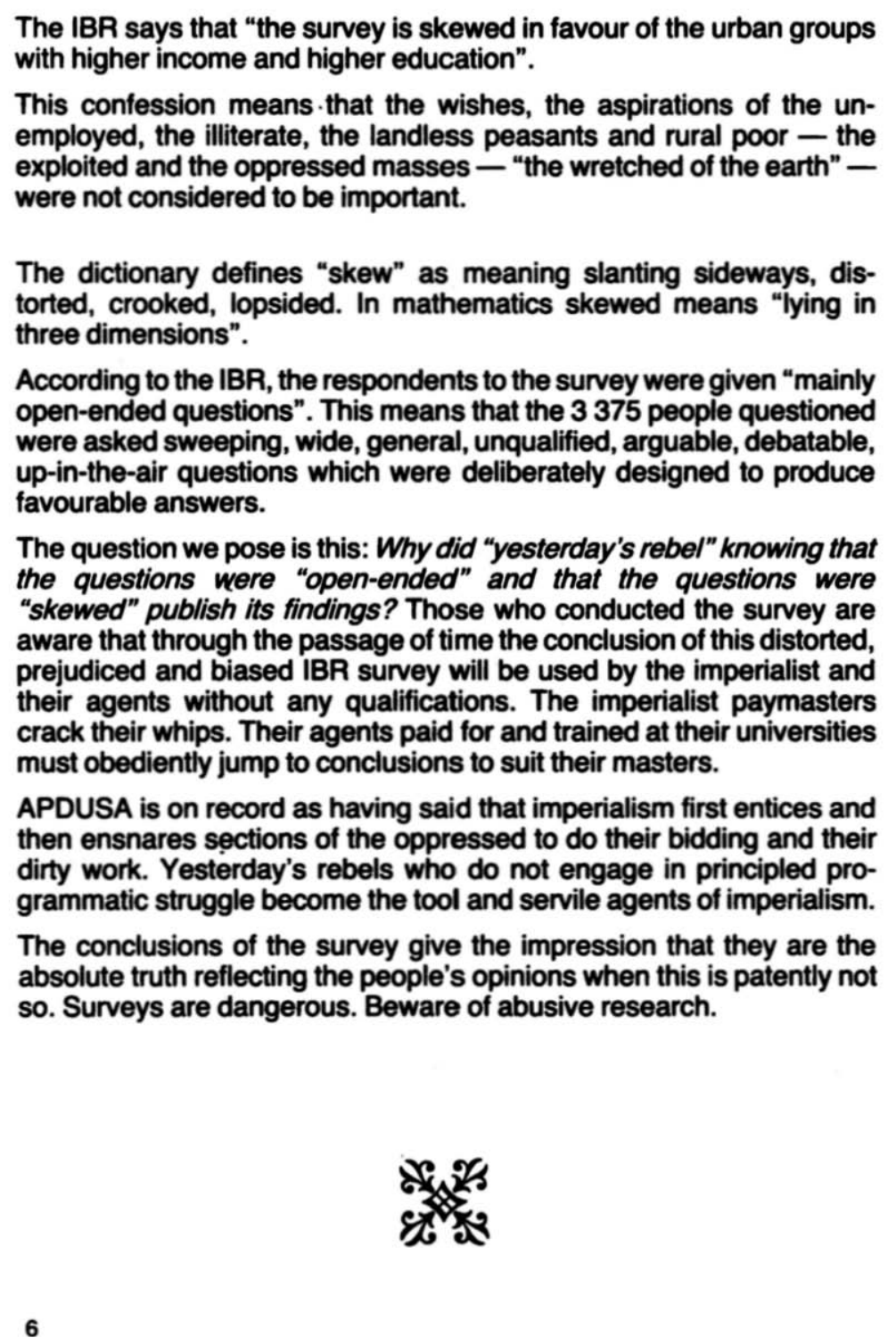The IBR says that "the survey is skewed in favour of the urban groups with higher income and higher education".

This confession means that the wishes, the aspirations of the unemployed, the illiterate, the landless peasants and rural poor — the exploited and the oppressed masses — "the wretched of the earth" — were not considered to be important.

The dictionary defines "skew" as meaning slanting sideways, distorted, crooked, lopsided. In mathematics skewed means "lying in three dimensions".

According to the IBR, the respondents to the survey were given "mainly open-ended questions". This means that the 3 375 people questioned were asked sweeping, wide, general, unqualified, arguable, debatable, up-in-the-air questions which were deliberately designed to produce favourable answers.

The question we pose is this: *Why did "yesterday's rebel" knowing that the questions were "open-ended" and that the questions were "skewed" publish its findings?* Those who conducted the survey are aware that through the passage of time the conclusion of this distorted, prejudiced and biased IBR survey will be used by the imperialist and their agents without any qualifications. The imperialist paymasters crack their whips. Their agents paid for and trained at their universities must obediently jump to conclusions to suit their masters.

APDUSA is on record as having said that imperialism first entices and then ensnares sections of the oppressed to do their bidding and their dirty work. Yesterday's rebels who do not engage in principled programmatic struggle become the tool and servile agents of imperialism.

The conclusions of the survey give the impression that they are the absolute truth reflecting the people's opinions when this is patently not so. Surveys are dangerous. Beware of abusive research.